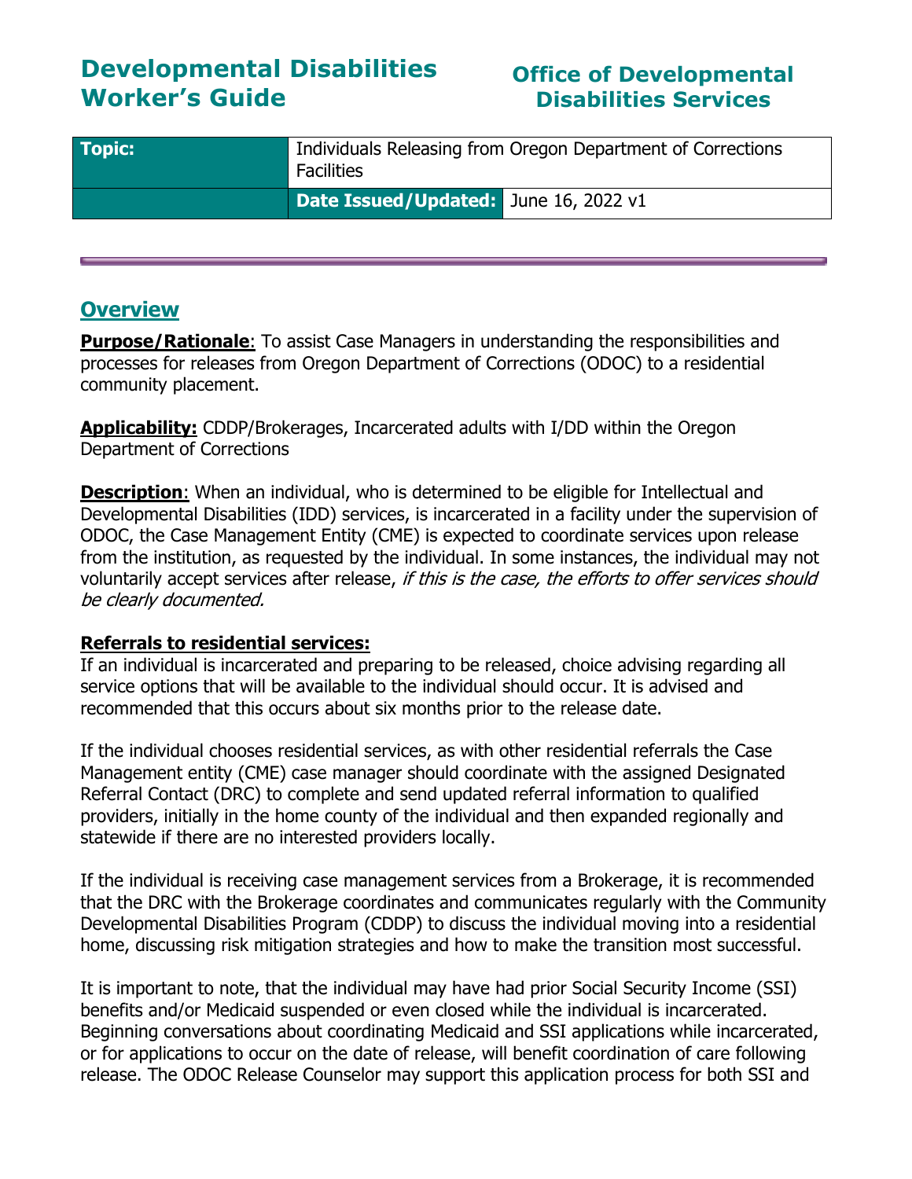# Developmental Disabilities Worker's Guide

# Office of Developmental Disabilities Services

| Topic: | Individuals Releasing from Oregon Department of Corrections Facilities | |
|---|---|---|
| | **Date Issued/Updated:** | June 16, 2022 v1 |

## Overview

**Purpose/Rationale**: To assist Case Managers in understanding the responsibilities and processes for releases from Oregon Department of Corrections (ODOC) to a residential community placement.

**Applicability:** CDDP/Brokerages, Incarcerated adults with I/DD within the Oregon Department of Corrections

**Description**: When an individual, who is determined to be eligible for Intellectual and Developmental Disabilities (IDD) services, is incarcerated in a facility under the supervision of ODOC, the Case Management Entity (CME) is expected to coordinate services upon release from the institution, as requested by the individual. In some instances, the individual may not voluntarily accept services after release, *if this is the case, the efforts to offer services should be clearly documented.*

**Referrals to residential services:**

If an individual is incarcerated and preparing to be released, choice advising regarding all service options that will be available to the individual should occur. It is advised and recommended that this occurs about six months prior to the release date.

If the individual chooses residential services, as with other residential referrals the Case Management entity (CME) case manager should coordinate with the assigned Designated Referral Contact (DRC) to complete and send updated referral information to qualified providers, initially in the home county of the individual and then expanded regionally and statewide if there are no interested providers locally.

If the individual is receiving case management services from a Brokerage, it is recommended that the DRC with the Brokerage coordinates and communicates regularly with the Community Developmental Disabilities Program (CDDP) to discuss the individual moving into a residential home, discussing risk mitigation strategies and how to make the transition most successful.

It is important to note, that the individual may have had prior Social Security Income (SSI) benefits and/or Medicaid suspended or even closed while the individual is incarcerated. Beginning conversations about coordinating Medicaid and SSI applications while incarcerated, or for applications to occur on the date of release, will benefit coordination of care following release. The ODOC Release Counselor may support this application process for both SSI and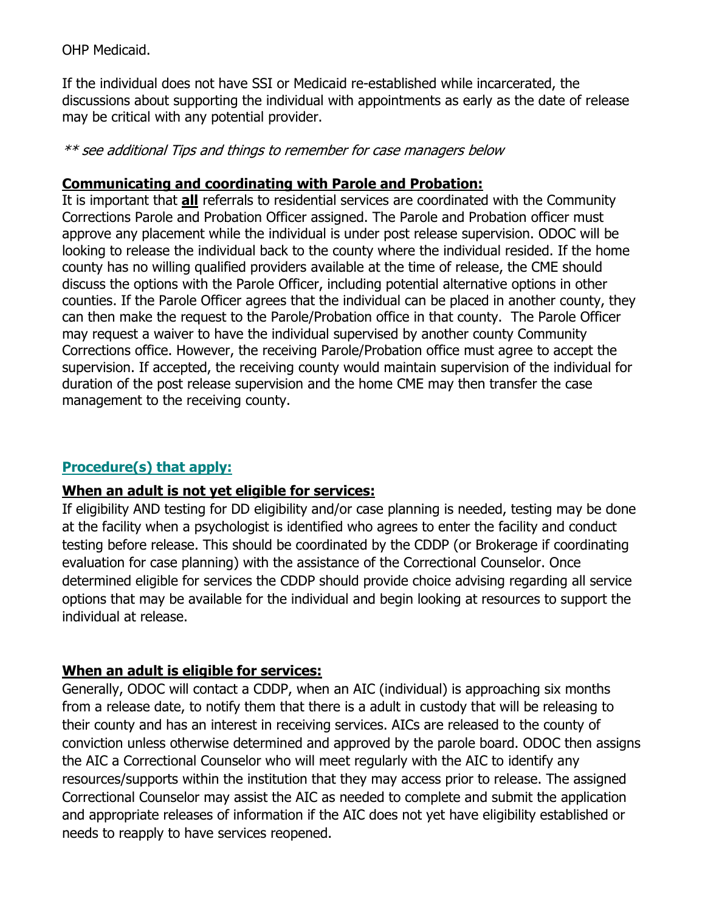OHP Medicaid.

If the individual does not have SSI or Medicaid re-established while incarcerated, the discussions about supporting the individual with appointments as early as the date of release may be critical with any potential provider.

*** see additional Tips and things to remember for case managers below*

**Communicating and coordinating with Parole and Probation:**

It is important that **all** referrals to residential services are coordinated with the Community Corrections Parole and Probation Officer assigned. The Parole and Probation officer must approve any placement while the individual is under post release supervision. ODOC will be looking to release the individual back to the county where the individual resided. If the home county has no willing qualified providers available at the time of release, the CME should discuss the options with the Parole Officer, including potential alternative options in other counties. If the Parole Officer agrees that the individual can be placed in another county, they can then make the request to the Parole/Probation office in that county. The Parole Officer may request a waiver to have the individual supervised by another county Community Corrections office. However, the receiving Parole/Probation office must agree to accept the supervision. If accepted, the receiving county would maintain supervision of the individual for duration of the post release supervision and the home CME may then transfer the case management to the receiving county.

## Procedure(s) that apply:

**When an adult is not yet eligible for services:**

If eligibility AND testing for DD eligibility and/or case planning is needed, testing may be done at the facility when a psychologist is identified who agrees to enter the facility and conduct testing before release. This should be coordinated by the CDDP (or Brokerage if coordinating evaluation for case planning) with the assistance of the Correctional Counselor. Once determined eligible for services the CDDP should provide choice advising regarding all service options that may be available for the individual and begin looking at resources to support the individual at release.

**When an adult is eligible for services:**

Generally, ODOC will contact a CDDP, when an AIC (individual) is approaching six months from a release date, to notify them that there is a adult in custody that will be releasing to their county and has an interest in receiving services. AICs are released to the county of conviction unless otherwise determined and approved by the parole board. ODOC then assigns the AIC a Correctional Counselor who will meet regularly with the AIC to identify any resources/supports within the institution that they may access prior to release. The assigned Correctional Counselor may assist the AIC as needed to complete and submit the application and appropriate releases of information if the AIC does not yet have eligibility established or needs to reapply to have services reopened.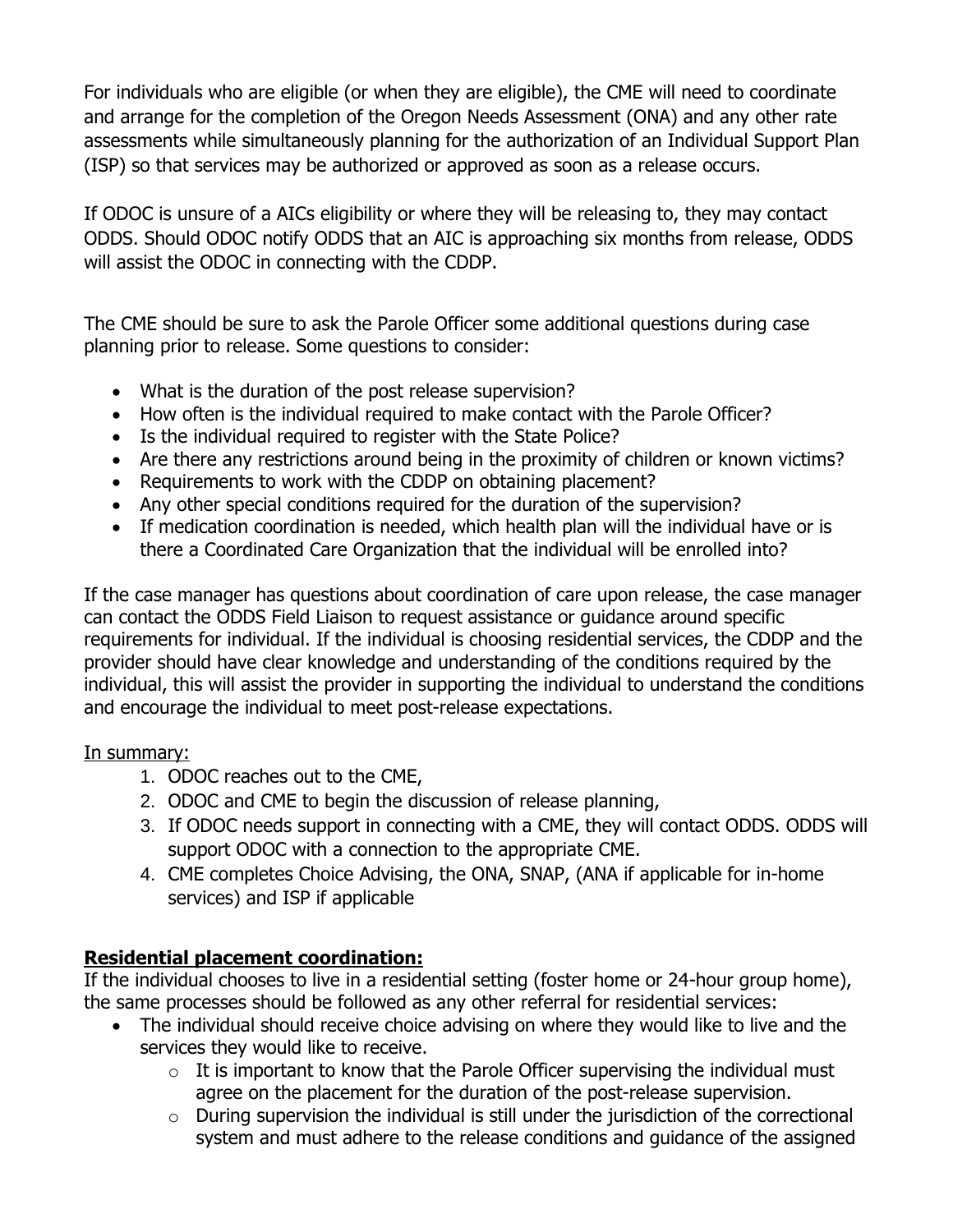For individuals who are eligible (or when they are eligible), the CME will need to coordinate and arrange for the completion of the Oregon Needs Assessment (ONA) and any other rate assessments while simultaneously planning for the authorization of an Individual Support Plan (ISP) so that services may be authorized or approved as soon as a release occurs.

If ODOC is unsure of a AICs eligibility or where they will be releasing to, they may contact ODDS. Should ODOC notify ODDS that an AIC is approaching six months from release, ODDS will assist the ODOC in connecting with the CDDP.

The CME should be sure to ask the Parole Officer some additional questions during case planning prior to release. Some questions to consider:

- What is the duration of the post release supervision?
- How often is the individual required to make contact with the Parole Officer?
- Is the individual required to register with the State Police?
- Are there any restrictions around being in the proximity of children or known victims?
- Requirements to work with the CDDP on obtaining placement?
- Any other special conditions required for the duration of the supervision?
- If medication coordination is needed, which health plan will the individual have or is there a Coordinated Care Organization that the individual will be enrolled into?

If the case manager has questions about coordination of care upon release, the case manager can contact the ODDS Field Liaison to request assistance or guidance around specific requirements for individual. If the individual is choosing residential services, the CDDP and the provider should have clear knowledge and understanding of the conditions required by the individual, this will assist the provider in supporting the individual to understand the conditions and encourage the individual to meet post-release expectations.

In summary:

1. ODOC reaches out to the CME,
2. ODOC and CME to begin the discussion of release planning,
3. If ODOC needs support in connecting with a CME, they will contact ODDS. ODDS will support ODOC with a connection to the appropriate CME.
4. CME completes Choice Advising, the ONA, SNAP, (ANA if applicable for in-home services) and ISP if applicable

**Residential placement coordination:**

If the individual chooses to live in a residential setting (foster home or 24-hour group home), the same processes should be followed as any other referral for residential services:

- The individual should receive choice advising on where they would like to live and the services they would like to receive.
  - It is important to know that the Parole Officer supervising the individual must agree on the placement for the duration of the post-release supervision.
  - During supervision the individual is still under the jurisdiction of the correctional system and must adhere to the release conditions and guidance of the assigned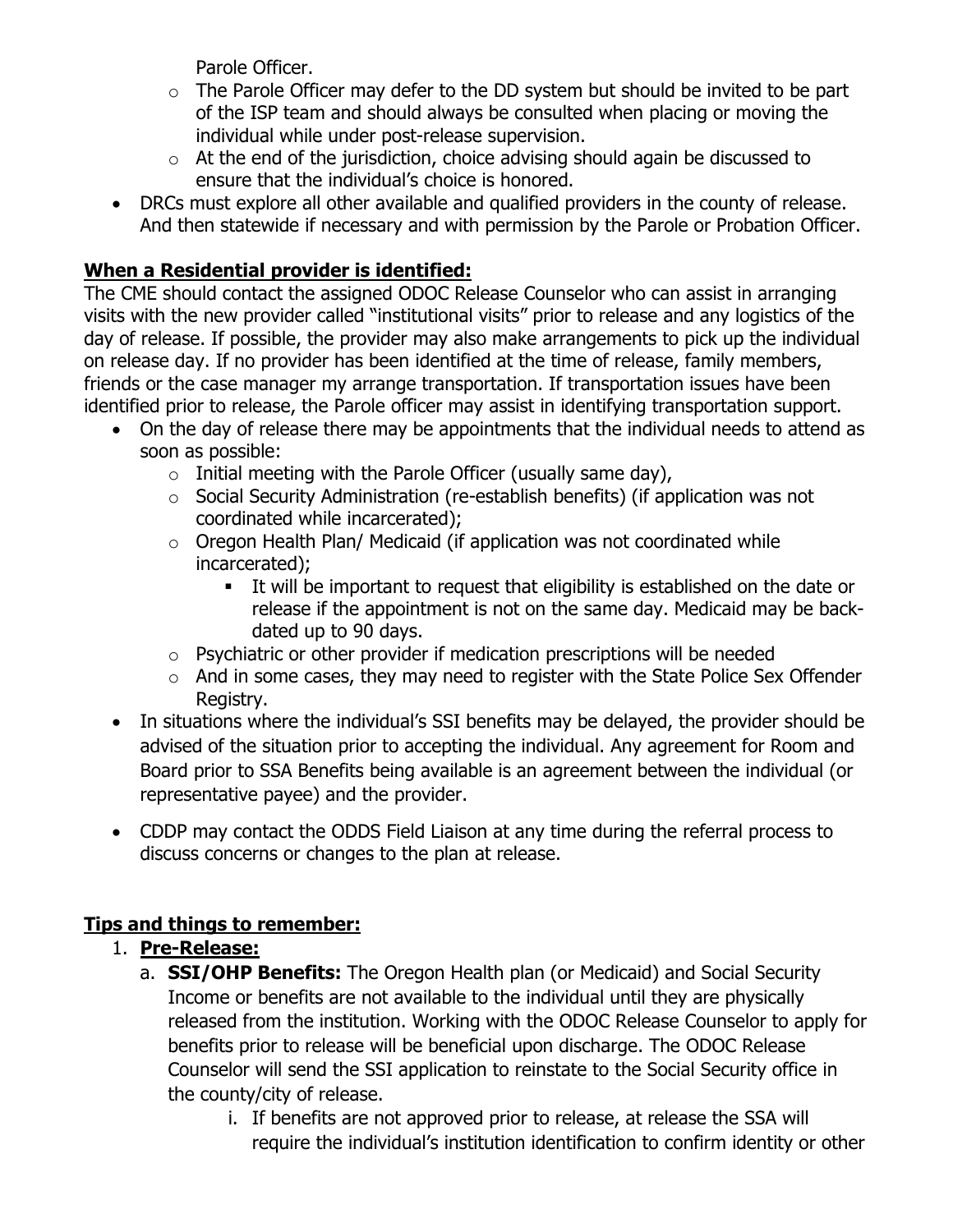Parole Officer.

    - The Parole Officer may defer to the DD system but should be invited to be part of the ISP team and should always be consulted when placing or moving the individual while under post-release supervision.
    - At the end of the jurisdiction, choice advising should again be discussed to ensure that the individual's choice is honored.
- DRCs must explore all other available and qualified providers in the county of release. And then statewide if necessary and with permission by the Parole or Probation Officer.

**When a Residential provider is identified:**

The CME should contact the assigned ODOC Release Counselor who can assist in arranging visits with the new provider called "institutional visits" prior to release and any logistics of the day of release. If possible, the provider may also make arrangements to pick up the individual on release day. If no provider has been identified at the time of release, family members, friends or the case manager my arrange transportation. If transportation issues have been identified prior to release, the Parole officer may assist in identifying transportation support.

- On the day of release there may be appointments that the individual needs to attend as soon as possible:
    - Initial meeting with the Parole Officer (usually same day),
    - Social Security Administration (re-establish benefits) (if application was not coordinated while incarcerated);
    - Oregon Health Plan/ Medicaid (if application was not coordinated while incarcerated);
        - It will be important to request that eligibility is established on the date or release if the appointment is not on the same day. Medicaid may be back-dated up to 90 days.
    - Psychiatric or other provider if medication prescriptions will be needed
    - And in some cases, they may need to register with the State Police Sex Offender Registry.
- In situations where the individual's SSI benefits may be delayed, the provider should be advised of the situation prior to accepting the individual. Any agreement for Room and Board prior to SSA Benefits being available is an agreement between the individual (or representative payee) and the provider.
- CDDP may contact the ODDS Field Liaison at any time during the referral process to discuss concerns or changes to the plan at release.

**Tips and things to remember:**

1. **Pre-Release:**
    a. **SSI/OHP Benefits:** The Oregon Health plan (or Medicaid) and Social Security Income or benefits are not available to the individual until they are physically released from the institution. Working with the ODOC Release Counselor to apply for benefits prior to release will be beneficial upon discharge. The ODOC Release Counselor will send the SSI application to reinstate to the Social Security office in the county/city of release.
        i. If benefits are not approved prior to release, at release the SSA will require the individual's institution identification to confirm identity or other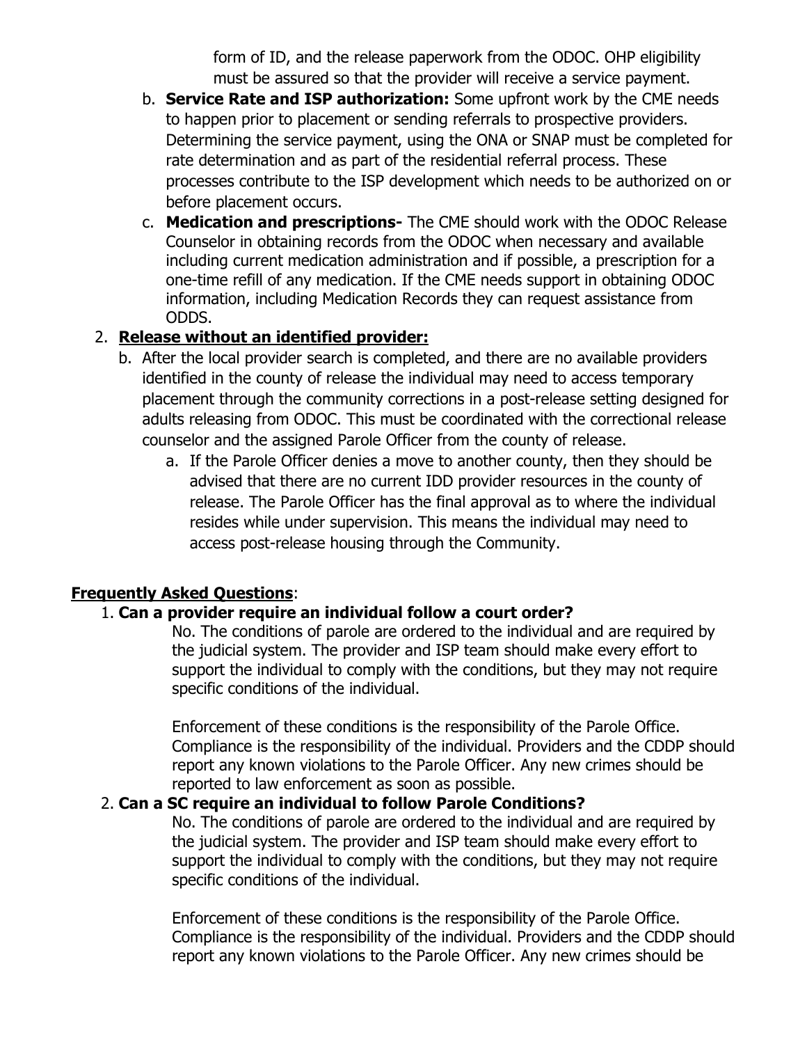form of ID, and the release paperwork from the ODOC. OHP eligibility must be assured so that the provider will receive a service payment.

   b. **Service Rate and ISP authorization:** Some upfront work by the CME needs to happen prior to placement or sending referrals to prospective providers. Determining the service payment, using the ONA or SNAP must be completed for rate determination and as part of the residential referral process. These processes contribute to the ISP development which needs to be authorized on or before placement occurs.

   c. **Medication and prescriptions-** The CME should work with the ODOC Release Counselor in obtaining records from the ODOC when necessary and available including current medication administration and if possible, a prescription for a one-time refill of any medication. If the CME needs support in obtaining ODOC information, including Medication Records they can request assistance from ODDS.

2. **<u>Release without an identified provider:</u>**

   b. After the local provider search is completed, and there are no available providers identified in the county of release the individual may need to access temporary placement through the community corrections in a post-release setting designed for adults releasing from ODOC. This must be coordinated with the correctional release counselor and the assigned Parole Officer from the county of release.

      a. If the Parole Officer denies a move to another county, then they should be advised that there are no current IDD provider resources in the county of release. The Parole Officer has the final approval as to where the individual resides while under supervision. This means the individual may need to access post-release housing through the Community.

**<u>Frequently Asked Questions</u>**:

1. **Can a provider require an individual follow a court order?**

   No. The conditions of parole are ordered to the individual and are required by the judicial system. The provider and ISP team should make every effort to support the individual to comply with the conditions, but they may not require specific conditions of the individual.

   Enforcement of these conditions is the responsibility of the Parole Office. Compliance is the responsibility of the individual. Providers and the CDDP should report any known violations to the Parole Officer. Any new crimes should be reported to law enforcement as soon as possible.

2. **Can a SC require an individual to follow Parole Conditions?**

   No. The conditions of parole are ordered to the individual and are required by the judicial system. The provider and ISP team should make every effort to support the individual to comply with the conditions, but they may not require specific conditions of the individual.

   Enforcement of these conditions is the responsibility of the Parole Office. Compliance is the responsibility of the individual. Providers and the CDDP should report any known violations to the Parole Officer. Any new crimes should be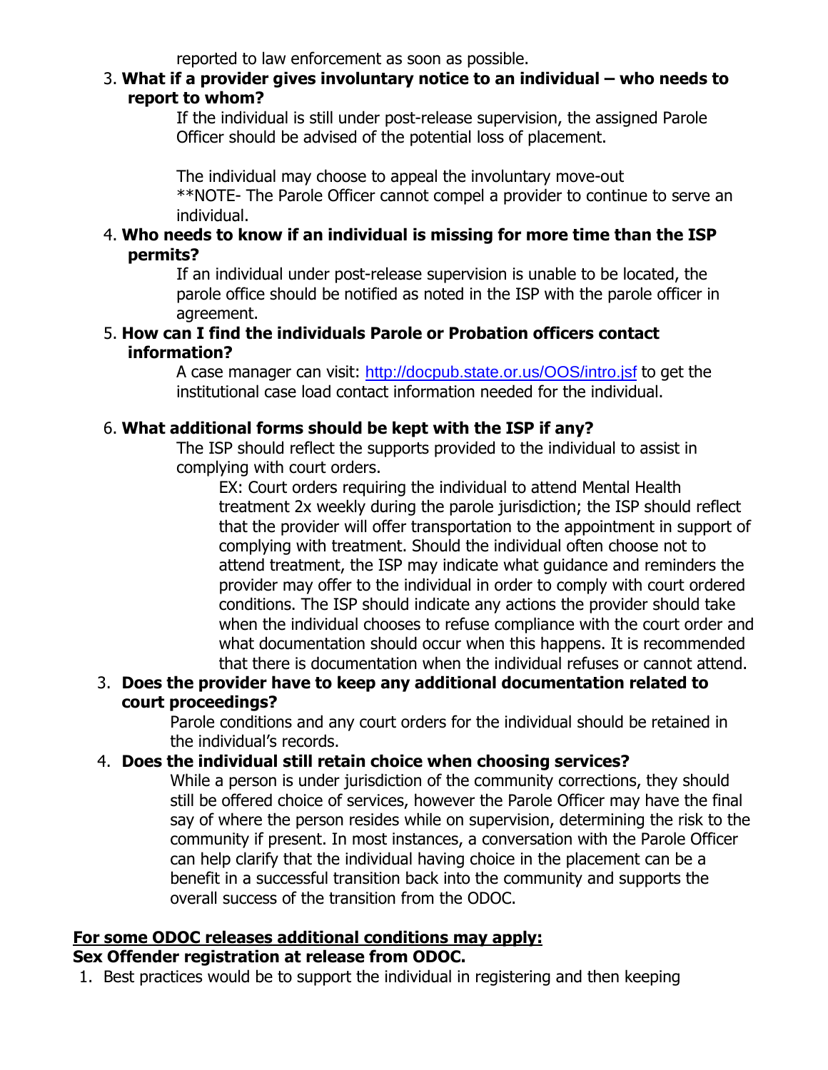reported to law enforcement as soon as possible.

3. **What if a provider gives involuntary notice to an individual – who needs to report to whom?**

   If the individual is still under post-release supervision, the assigned Parole Officer should be advised of the potential loss of placement.

   The individual may choose to appeal the involuntary move-out
   **NOTE- The Parole Officer cannot compel a provider to continue to serve an individual.

4. **Who needs to know if an individual is missing for more time than the ISP permits?**

   If an individual under post-release supervision is unable to be located, the parole office should be notified as noted in the ISP with the parole officer in agreement.

5. **How can I find the individuals Parole or Probation officers contact information?**

   A case manager can visit: http://docpub.state.or.us/OOS/intro.jsf to get the institutional case load contact information needed for the individual.

6. **What additional forms should be kept with the ISP if any?**

   The ISP should reflect the supports provided to the individual to assist in complying with court orders.

   EX: Court orders requiring the individual to attend Mental Health treatment 2x weekly during the parole jurisdiction; the ISP should reflect that the provider will offer transportation to the appointment in support of complying with treatment. Should the individual often choose not to attend treatment, the ISP may indicate what guidance and reminders the provider may offer to the individual in order to comply with court ordered conditions. The ISP should indicate any actions the provider should take when the individual chooses to refuse compliance with the court order and what documentation should occur when this happens. It is recommended that there is documentation when the individual refuses or cannot attend.

3. **Does the provider have to keep any additional documentation related to court proceedings?**

   Parole conditions and any court orders for the individual should be retained in the individual's records.

4. **Does the individual still retain choice when choosing services?**

   While a person is under jurisdiction of the community corrections, they should still be offered choice of services, however the Parole Officer may have the final say of where the person resides while on supervision, determining the risk to the community if present. In most instances, a conversation with the Parole Officer can help clarify that the individual having choice in the placement can be a benefit in a successful transition back into the community and supports the overall success of the transition from the ODOC.

<u>**For some ODOC releases additional conditions may apply:**</u>

**Sex Offender registration at release from ODOC.**

1. Best practices would be to support the individual in registering and then keeping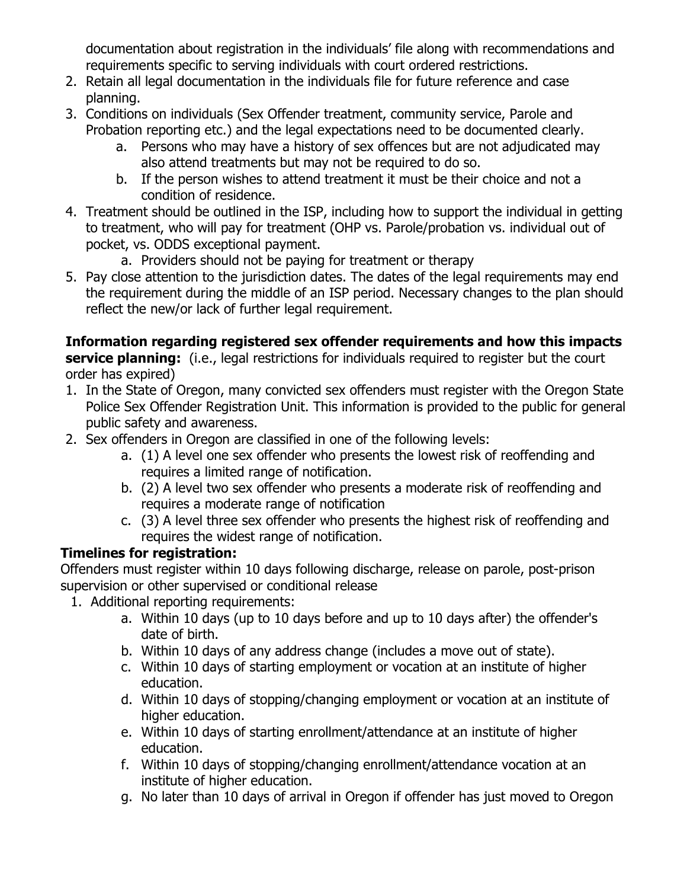documentation about registration in the individuals' file along with recommendations and requirements specific to serving individuals with court ordered restrictions.

2. Retain all legal documentation in the individuals file for future reference and case planning.
3. Conditions on individuals (Sex Offender treatment, community service, Parole and Probation reporting etc.) and the legal expectations need to be documented clearly.
    a. Persons who may have a history of sex offences but are not adjudicated may also attend treatments but may not be required to do so.
    b. If the person wishes to attend treatment it must be their choice and not a condition of residence.
4. Treatment should be outlined in the ISP, including how to support the individual in getting to treatment, who will pay for treatment (OHP vs. Parole/probation vs. individual out of pocket, vs. ODDS exceptional payment.
    a. Providers should not be paying for treatment or therapy
5. Pay close attention to the jurisdiction dates. The dates of the legal requirements may end the requirement during the middle of an ISP period. Necessary changes to the plan should reflect the new/or lack of further legal requirement.

**Information regarding registered sex offender requirements and how this impacts service planning:** (i.e., legal restrictions for individuals required to register but the court order has expired)

1. In the State of Oregon, many convicted sex offenders must register with the Oregon State Police Sex Offender Registration Unit. This information is provided to the public for general public safety and awareness.
2. Sex offenders in Oregon are classified in one of the following levels:
    a. (1) A level one sex offender who presents the lowest risk of reoffending and requires a limited range of notification.
    b. (2) A level two sex offender who presents a moderate risk of reoffending and requires a moderate range of notification
    c. (3) A level three sex offender who presents the highest risk of reoffending and requires the widest range of notification.

**Timelines for registration:**

Offenders must register within 10 days following discharge, release on parole, post-prison supervision or other supervised or conditional release

1. Additional reporting requirements:
    a. Within 10 days (up to 10 days before and up to 10 days after) the offender's date of birth.
    b. Within 10 days of any address change (includes a move out of state).
    c. Within 10 days of starting employment or vocation at an institute of higher education.
    d. Within 10 days of stopping/changing employment or vocation at an institute of higher education.
    e. Within 10 days of starting enrollment/attendance at an institute of higher education.
    f. Within 10 days of stopping/changing enrollment/attendance vocation at an institute of higher education.
    g. No later than 10 days of arrival in Oregon if offender has just moved to Oregon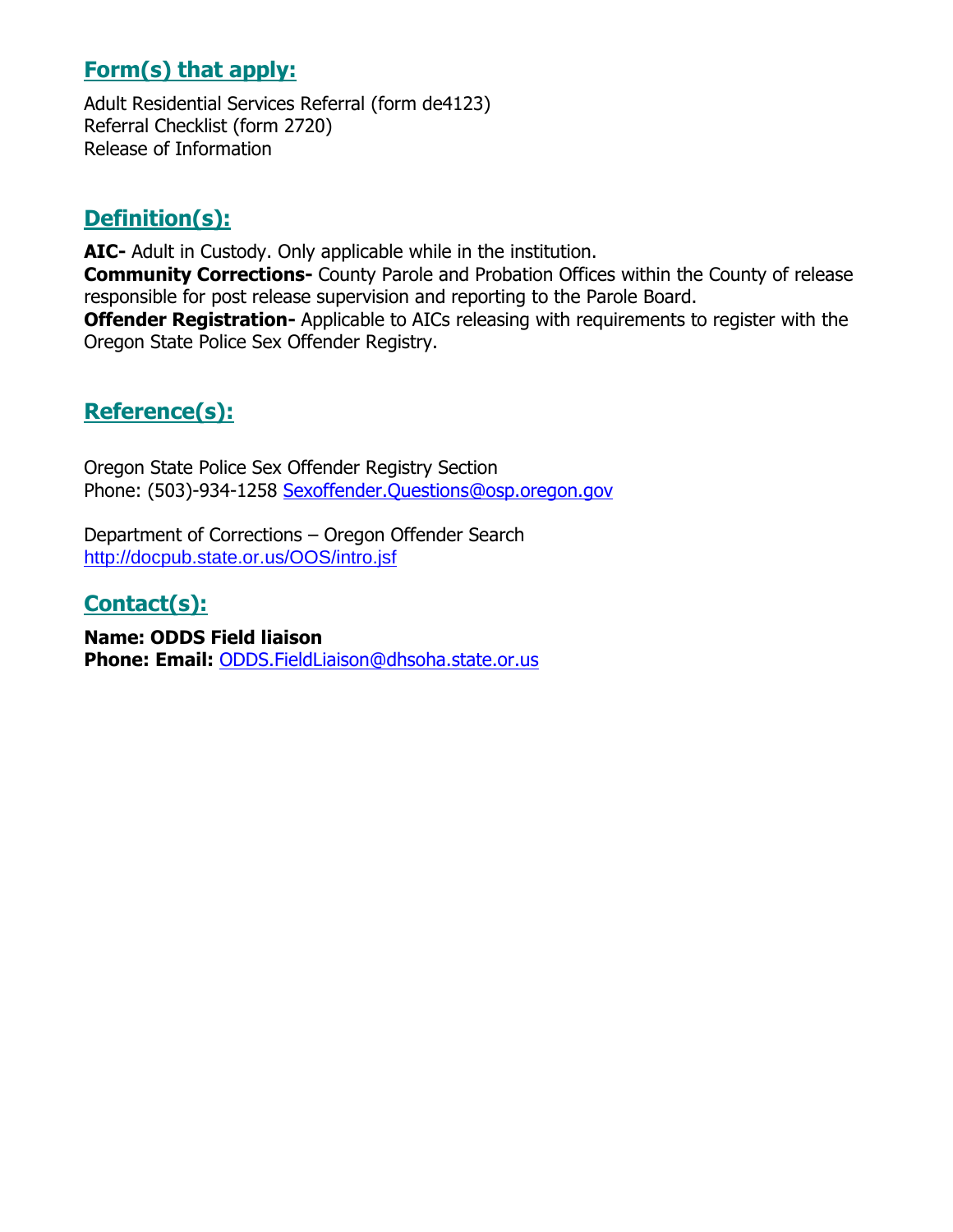## Form(s) that apply:

Adult Residential Services Referral (form de4123)
Referral Checklist (form 2720)
Release of Information

## Definition(s):

**AIC-** Adult in Custody. Only applicable while in the institution.
**Community Corrections-** County Parole and Probation Offices within the County of release responsible for post release supervision and reporting to the Parole Board.
**Offender Registration-** Applicable to AICs releasing with requirements to register with the Oregon State Police Sex Offender Registry.

## Reference(s):

Oregon State Police Sex Offender Registry Section
Phone: (503)-934-1258 Sexoffender.Questions@osp.oregon.gov

Department of Corrections – Oregon Offender Search
http://docpub.state.or.us/OOS/intro.jsf

## Contact(s):

**Name: ODDS Field liaison**
**Phone: Email:** ODDS.FieldLiaison@dhsoha.state.or.us